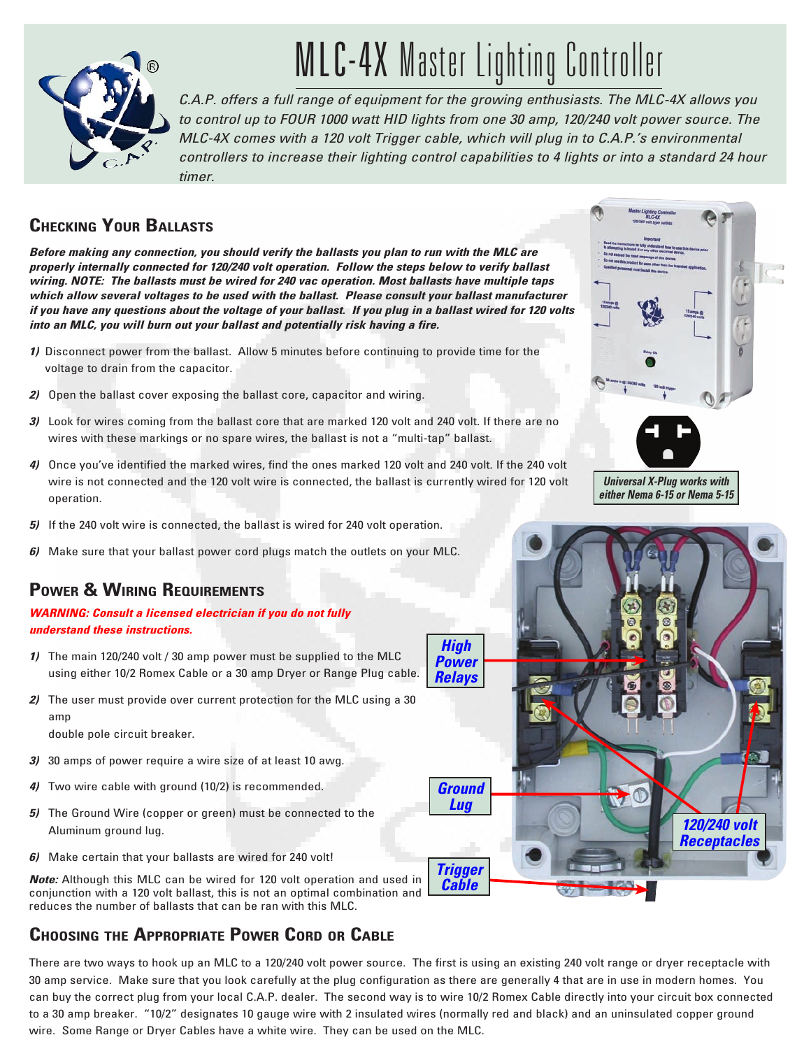# MLC-4X Master Lighting Controller

*C.A.P. offers a full range of equipment for the growing enthusiasts. The MLC-4X allows you to control up to FOUR 1000 watt HID lights from one 30 amp, 120/240 volt power source. The MLC-4X comes with a 120 volt Trigger cable, which will plug in to C.A.P.'s environmental controllers to increase their lighting control capabilities to 4 lights or into a standard 24 hour timer.*

## Checking Your Ballasts

***Before making any connection, you should verify the ballasts you plan to run with the MLC are properly internally connected for 120/240 volt operation. Follow the steps below to verify ballast wiring. NOTE: The ballasts must be wired for 240 vac operation. Most ballasts have multiple taps which allow several voltages to be used with the ballast. Please consult your ballast manufacturer if you have any questions about the voltage of your ballast. If you plug in a ballast wired for 120 volts into an MLC, you will burn out your ballast and potentially risk having a fire.***

1) Disconnect power from the ballast. Allow 5 minutes before continuing to provide time for the voltage to drain from the capacitor.
2) Open the ballast cover exposing the ballast core, capacitor and wiring.
3) Look for wires coming from the ballast core that are marked 120 volt and 240 volt. If there are no wires with these markings or no spare wires, the ballast is not a "multi-tap" ballast.
4) Once you've identified the marked wires, find the ones marked 120 volt and 240 volt. If the 240 volt wire is not connected and the 120 volt wire is connected, the ballast is currently wired for 120 volt operation.
5) If the 240 volt wire is connected, the ballast is wired for 240 volt operation.
6) Make sure that your ballast power cord plugs match the outlets on your MLC.

*Universal X-Plug works with either Nema 6-15 or Nema 5-15*

## Power & Wiring Requirements

***WARNING: Consult a licensed electrician if you do not fully understand these instructions.***

1) The main 120/240 volt / 30 amp power must be supplied to the MLC using either 10/2 Romex Cable or a 30 amp Dryer or Range Plug cable.
2) The user must provide over current protection for the MLC using a 30 amp double pole circuit breaker.
3) 30 amps of power require a wire size of at least 10 awg.
4) Two wire cable with ground (10/2) is recommended.
5) The Ground Wire (copper or green) must be connected to the Aluminum ground lug.
6) Make certain that your ballasts are wired for 240 volt!

***Note:*** Although this MLC can be wired for 120 volt operation and used in conjunction with a 120 volt ballast, this is not an optimal combination and reduces the number of ballasts that can be ran with this MLC.

*High Power Relays*

*Ground Lug*

*Trigger Cable*

*120/240 volt Receptacles*

## Choosing the Appropriate Power Cord or Cable

There are two ways to hook up an MLC to a 120/240 volt power source. The first is using an existing 240 volt range or dryer receptacle with 30 amp service. Make sure that you look carefully at the plug configuration as there are generally 4 that are in use in modern homes. You can buy the correct plug from your local C.A.P. dealer. The second way is to wire 10/2 Romex Cable directly into your circuit box connected to a 30 amp breaker. "10/2" designates 10 gauge wire with 2 insulated wires (normally red and black) and an uninsulated copper ground wire. Some Range or Dryer Cables have a white wire. They can be used on the MLC.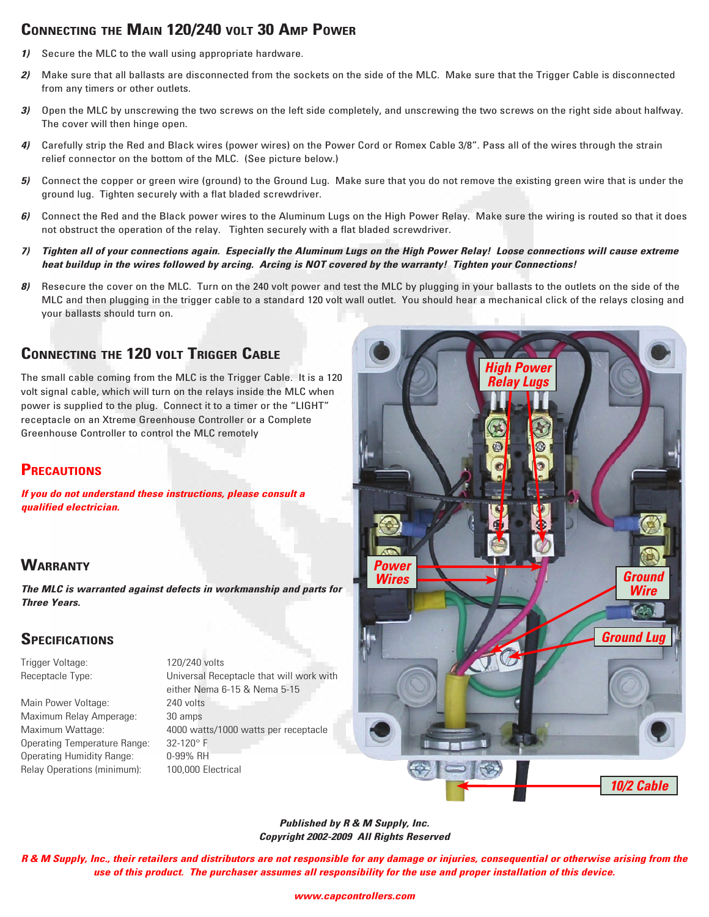## Connecting the Main 120/240 volt 30 Amp Power

1) Secure the MLC to the wall using appropriate hardware.

2) Make sure that all ballasts are disconnected from the sockets on the side of the MLC. Make sure that the Trigger Cable is disconnected from any timers or other outlets.

3) Open the MLC by unscrewing the two screws on the left side completely, and unscrewing the two screws on the right side about halfway. The cover will then hinge open.

4) Carefully strip the Red and Black wires (power wires) on the Power Cord or Romex Cable 3/8". Pass all of the wires through the strain relief connector on the bottom of the MLC. (See picture below.)

5) Connect the copper or green wire (ground) to the Ground Lug. Make sure that you do not remove the existing green wire that is under the ground lug. Tighten securely with a flat bladed screwdriver.

6) Connect the Red and the Black power wires to the Aluminum Lugs on the High Power Relay. Make sure the wiring is routed so that it does not obstruct the operation of the relay. Tighten securely with a flat bladed screwdriver.

7) ***Tighten all of your connections again. Especially the Aluminum Lugs on the High Power Relay! Loose connections will cause extreme heat buildup in the wires followed by arcing. Arcing is NOT covered by the warranty! Tighten your Connections!***

8) Resecure the cover on the MLC. Turn on the 240 volt power and test the MLC by plugging in your ballasts to the outlets on the side of the MLC and then plugging in the trigger cable to a standard 120 volt wall outlet. You should hear a mechanical click of the relays closing and your ballasts should turn on.

## Connecting the 120 volt Trigger Cable

The small cable coming from the MLC is the Trigger Cable. It is a 120 volt signal cable, which will turn on the relays inside the MLC when power is supplied to the plug. Connect it to a timer or the "LIGHT" receptacle on an Xtreme Greenhouse Controller or a Complete Greenhouse Controller to control the MLC remotely

## Precautions

***If you do not understand these instructions, please consult a qualified electrician.***

## Warranty

***The MLC is warranted against defects in workmanship and parts for Three Years.***

## Specifications

| | |
|---|---|
| Trigger Voltage: | 120/240 volts |
| Receptacle Type: | Universal Receptacle that will work with either Nema 6-15 & Nema 5-15 |
| Main Power Voltage: | 240 volts |
| Maximum Relay Amperage: | 30 amps |
| Maximum Wattage: | 4000 watts/1000 watts per receptacle |
| Operating Temperature Range: | 32-120° F |
| Operating Humidity Range: | 0-99% RH |
| Relay Operations (minimum): | 100,000 Electrical |

High Power Relay Lugs

Power Wires

Ground Wire

Ground Lug

10/2 Cable

***Published by R & M Supply, Inc.***
***Copyright 2002-2009 All Rights Reserved***

***R & M Supply, Inc., their retailers and distributors are not responsible for any damage or injuries, consequential or otherwise arising from the use of this product. The purchaser assumes all responsibility for the use and proper installation of this device.***

***www.capcontrollers.com***